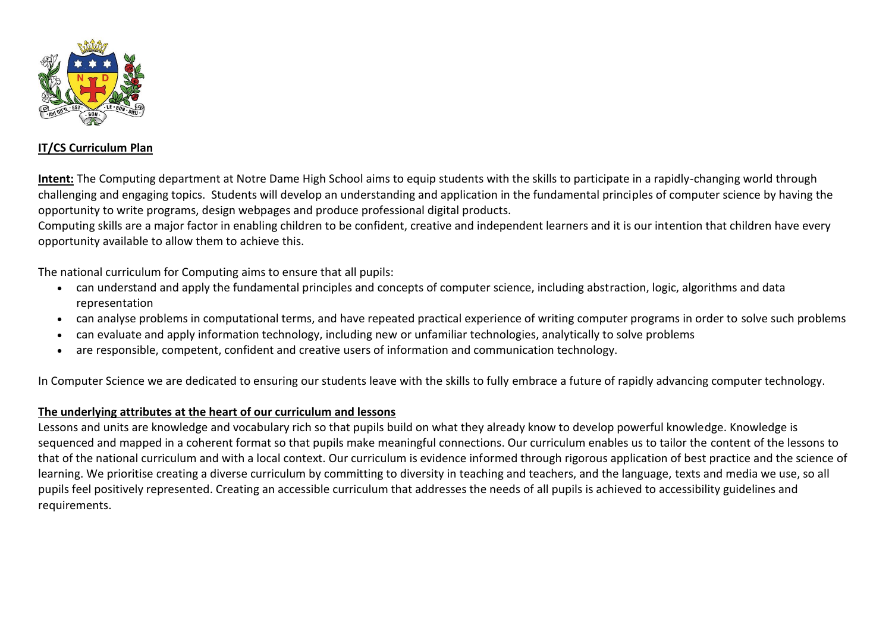**IT/CS Curriculum Plan**

**Intent:** The Computing department at Notre Dame High School aims to equip students with the skills to participate in a rapidly-changing world through challenging and engaging topics. Students will develop an understanding and application in the fundamental principles of computer science by having the opportunity to write programs, design webpages and produce professional digital products.

Computing skills are a major factor in enabling children to be confident, creative and independent learners and it is our intention that children have every opportunity available to allow them to achieve this.

The national curriculum for Computing aims to ensure that all pupils:

- can understand and apply the fundamental principles and concepts of computer science, including abstraction, logic, algorithms and data representation
- can analyse problems in computational terms, and have repeated practical experience of writing computer programs in order to solve such problems
- can evaluate and apply information technology, including new or unfamiliar technologies, analytically to solve problems
- are responsible, competent, confident and creative users of information and communication technology.

In Computer Science we are dedicated to ensuring our students leave with the skills to fully embrace a future of rapidly advancing computer technology.

**The underlying attributes at the heart of our curriculum and lessons**

Lessons and units are knowledge and vocabulary rich so that pupils build on what they already know to develop powerful knowledge. Knowledge is sequenced and mapped in a coherent format so that pupils make meaningful connections. Our curriculum enables us to tailor the content of the lessons to that of the national curriculum and with a local context. Our curriculum is evidence informed through rigorous application of best practice and the science of learning. We prioritise creating a diverse curriculum by committing to diversity in teaching and teachers, and the language, texts and media we use, so all pupils feel positively represented. Creating an accessible curriculum that addresses the needs of all pupils is achieved to accessibility guidelines and requirements.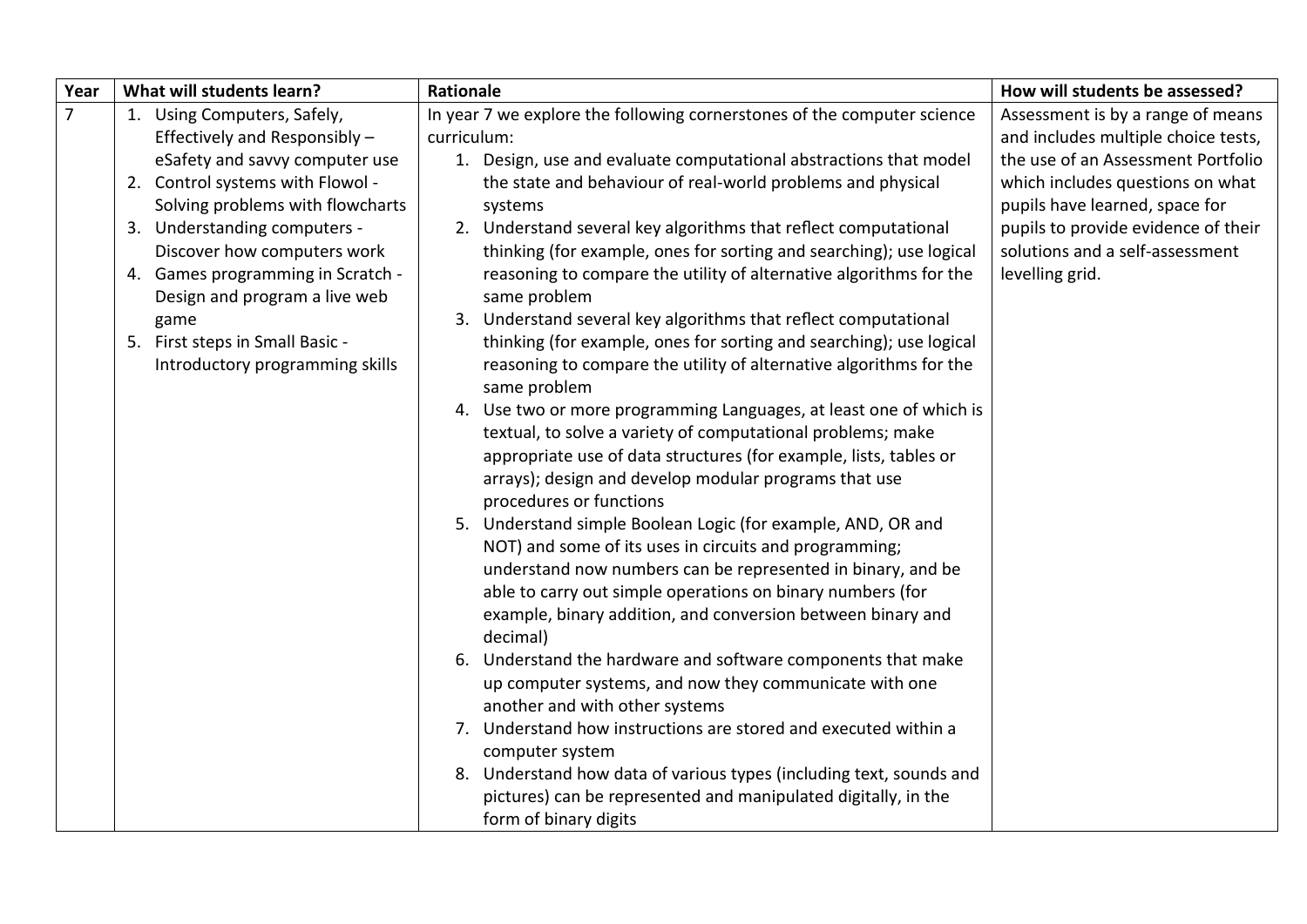| Year | What will students learn? | Rationale | How will students be assessed? |
|---|---|---|---|
| 7 | 1. Using Computers, Safely, Effectively and Responsibly – eSafety and savvy computer use<br>2. Control systems with Flowol - Solving problems with flowcharts<br>3. Understanding computers - Discover how computers work<br>4. Games programming in Scratch - Design and program a live web game<br>5. First steps in Small Basic - Introductory programming skills | In year 7 we explore the following cornerstones of the computer science curriculum:<br>1. Design, use and evaluate computational abstractions that model the state and behaviour of real-world problems and physical systems<br>2. Understand several key algorithms that reflect computational thinking (for example, ones for sorting and searching); use logical reasoning to compare the utility of alternative algorithms for the same problem<br>3. Understand several key algorithms that reflect computational thinking (for example, ones for sorting and searching); use logical reasoning to compare the utility of alternative algorithms for the same problem<br>4. Use two or more programming Languages, at least one of which is textual, to solve a variety of computational problems; make appropriate use of data structures (for example, lists, tables or arrays); design and develop modular programs that use procedures or functions<br>5. Understand simple Boolean Logic (for example, AND, OR and NOT) and some of its uses in circuits and programming; understand now numbers can be represented in binary, and be able to carry out simple operations on binary numbers (for example, binary addition, and conversion between binary and decimal)<br>6. Understand the hardware and software components that make up computer systems, and now they communicate with one another and with other systems<br>7. Understand how instructions are stored and executed within a computer system<br>8. Understand how data of various types (including text, sounds and pictures) can be represented and manipulated digitally, in the form of binary digits | Assessment is by a range of means and includes multiple choice tests, the use of an Assessment Portfolio which includes questions on what pupils have learned, space for pupils to provide evidence of their solutions and a self-assessment levelling grid. |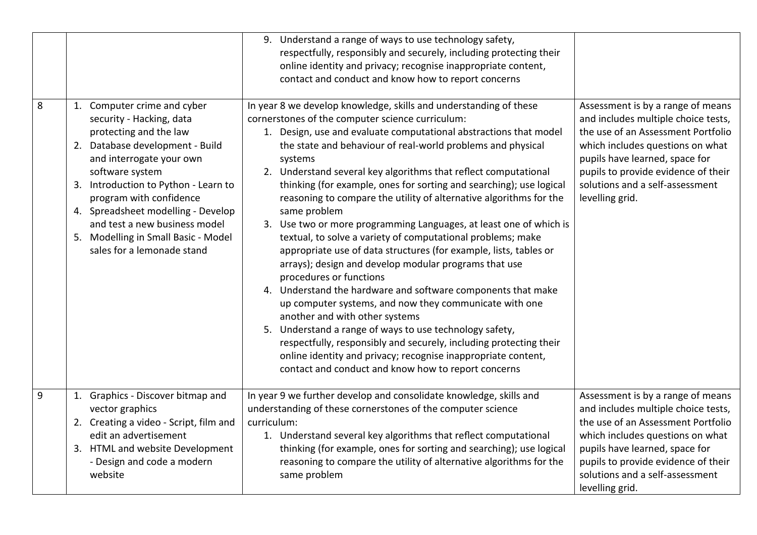| | | | |
|---|---|---|---|
| | | 9. Understand a range of ways to use technology safety, respectfully, responsibly and securely, including protecting their online identity and privacy; recognise inappropriate content, contact and conduct and know how to report concerns | |
| 8 | 1. Computer crime and cyber security - Hacking, data protecting and the law<br>2. Database development - Build and interrogate your own software system<br>3. Introduction to Python - Learn to program with confidence<br>4. Spreadsheet modelling - Develop and test a new business model<br>5. Modelling in Small Basic - Model sales for a lemonade stand | In year 8 we develop knowledge, skills and understanding of these cornerstones of the computer science curriculum:<br>1. Design, use and evaluate computational abstractions that model the state and behaviour of real-world problems and physical systems<br>2. Understand several key algorithms that reflect computational thinking (for example, ones for sorting and searching); use logical reasoning to compare the utility of alternative algorithms for the same problem<br>3. Use two or more programming Languages, at least one of which is textual, to solve a variety of computational problems; make appropriate use of data structures (for example, lists, tables or arrays); design and develop modular programs that use procedures or functions<br>4. Understand the hardware and software components that make up computer systems, and now they communicate with one another and with other systems<br>5. Understand a range of ways to use technology safety, respectfully, responsibly and securely, including protecting their online identity and privacy; recognise inappropriate content, contact and conduct and know how to report concerns | Assessment is by a range of means and includes multiple choice tests, the use of an Assessment Portfolio which includes questions on what pupils have learned, space for pupils to provide evidence of their solutions and a self-assessment levelling grid. |
| 9 | 1. Graphics - Discover bitmap and vector graphics<br>2. Creating a video - Script, film and edit an advertisement<br>3. HTML and website Development - Design and code a modern website | In year 9 we further develop and consolidate knowledge, skills and understanding of these cornerstones of the computer science curriculum:<br>1. Understand several key algorithms that reflect computational thinking (for example, ones for sorting and searching); use logical reasoning to compare the utility of alternative algorithms for the same problem | Assessment is by a range of means and includes multiple choice tests, the use of an Assessment Portfolio which includes questions on what pupils have learned, space for pupils to provide evidence of their solutions and a self-assessment levelling grid. |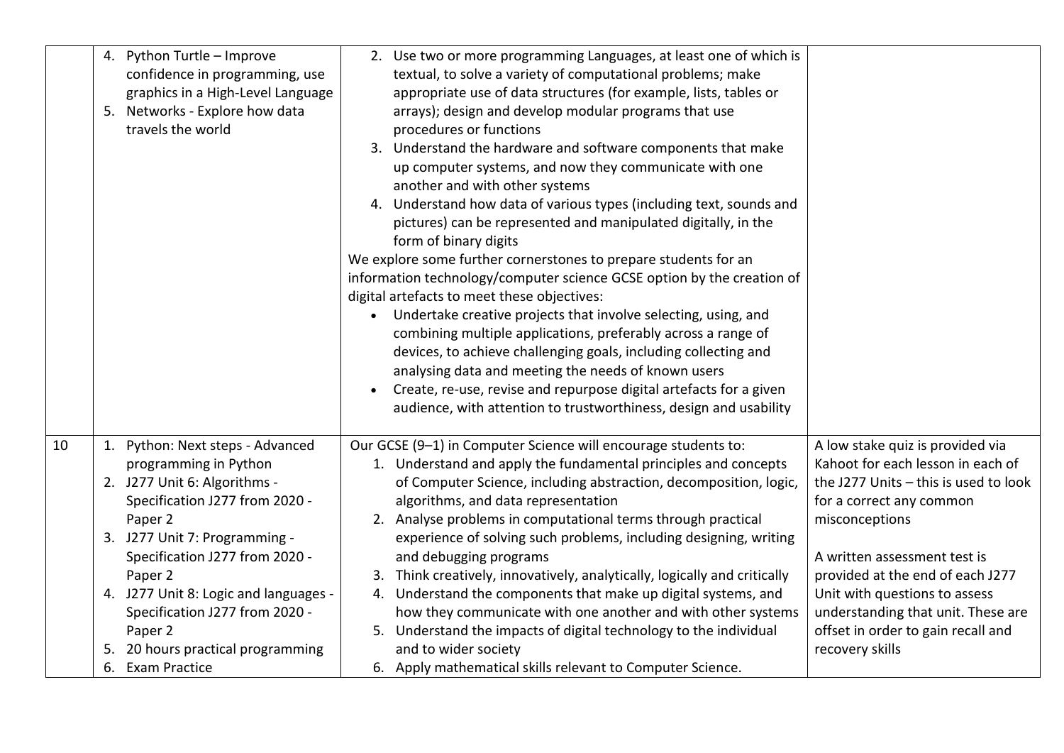| | | | |
|---|---|---|---|
| | 4. Python Turtle – Improve confidence in programming, use graphics in a High-Level Language<br>5. Networks - Explore how data travels the world | 2. Use two or more programming Languages, at least one of which is textual, to solve a variety of computational problems; make appropriate use of data structures (for example, lists, tables or arrays); design and develop modular programs that use procedures or functions<br>3. Understand the hardware and software components that make up computer systems, and now they communicate with one another and with other systems<br>4. Understand how data of various types (including text, sounds and pictures) can be represented and manipulated digitally, in the form of binary digits<br>We explore some further cornerstones to prepare students for an information technology/computer science GCSE option by the creation of digital artefacts to meet these objectives:<br>• Undertake creative projects that involve selecting, using, and combining multiple applications, preferably across a range of devices, to achieve challenging goals, including collecting and analysing data and meeting the needs of known users<br>• Create, re-use, revise and repurpose digital artefacts for a given audience, with attention to trustworthiness, design and usability | |
| 10 | 1. Python: Next steps - Advanced programming in Python<br>2. J277 Unit 6: Algorithms - Specification J277 from 2020 - Paper 2<br>3. J277 Unit 7: Programming - Specification J277 from 2020 - Paper 2<br>4. J277 Unit 8: Logic and languages - Specification J277 from 2020 - Paper 2<br>5. 20 hours practical programming<br>6. Exam Practice | Our GCSE (9–1) in Computer Science will encourage students to:<br>1. Understand and apply the fundamental principles and concepts of Computer Science, including abstraction, decomposition, logic, algorithms, and data representation<br>2. Analyse problems in computational terms through practical experience of solving such problems, including designing, writing and debugging programs<br>3. Think creatively, innovatively, analytically, logically and critically<br>4. Understand the components that make up digital systems, and how they communicate with one another and with other systems<br>5. Understand the impacts of digital technology to the individual and to wider society<br>6. Apply mathematical skills relevant to Computer Science. | A low stake quiz is provided via Kahoot for each lesson in each of the J277 Units – this is used to look for a correct any common misconceptions<br><br>A written assessment test is provided at the end of each J277 Unit with questions to assess understanding that unit. These are offset in order to gain recall and recovery skills |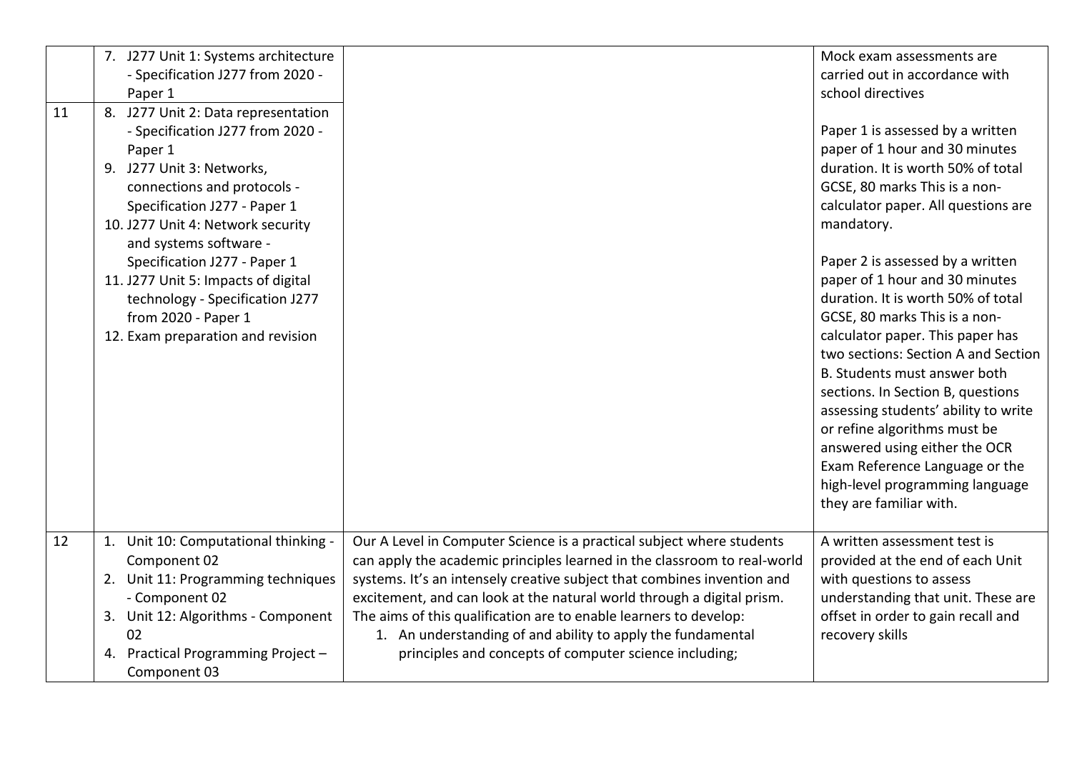| | | | |
|---|---|---|---|
| 11 | 7. J277 Unit 1: Systems architecture - Specification J277 from 2020 - Paper 1<br>8. J277 Unit 2: Data representation - Specification J277 from 2020 - Paper 1<br>9. J277 Unit 3: Networks, connections and protocols - Specification J277 - Paper 1<br>10. J277 Unit 4: Network security and systems software - Specification J277 - Paper 1<br>11. J277 Unit 5: Impacts of digital technology - Specification J277 from 2020 - Paper 1<br>12. Exam preparation and revision | | Mock exam assessments are carried out in accordance with school directives<br><br>Paper 1 is assessed by a written paper of 1 hour and 30 minutes duration. It is worth 50% of total GCSE, 80 marks This is a non-calculator paper. All questions are mandatory.<br><br>Paper 2 is assessed by a written paper of 1 hour and 30 minutes duration. It is worth 50% of total GCSE, 80 marks This is a non-calculator paper. This paper has two sections: Section A and Section B. Students must answer both sections. In Section B, questions assessing students' ability to write or refine algorithms must be answered using either the OCR Exam Reference Language or the high-level programming language they are familiar with. |
| 12 | 1. Unit 10: Computational thinking - Component 02<br>2. Unit 11: Programming techniques - Component 02<br>3. Unit 12: Algorithms - Component 02<br>4. Practical Programming Project – Component 03 | Our A Level in Computer Science is a practical subject where students can apply the academic principles learned in the classroom to real-world systems. It's an intensely creative subject that combines invention and excitement, and can look at the natural world through a digital prism. The aims of this qualification are to enable learners to develop:<br>1. An understanding of and ability to apply the fundamental principles and concepts of computer science including; | A written assessment test is provided at the end of each Unit with questions to assess understanding that unit. These are offset in order to gain recall and recovery skills |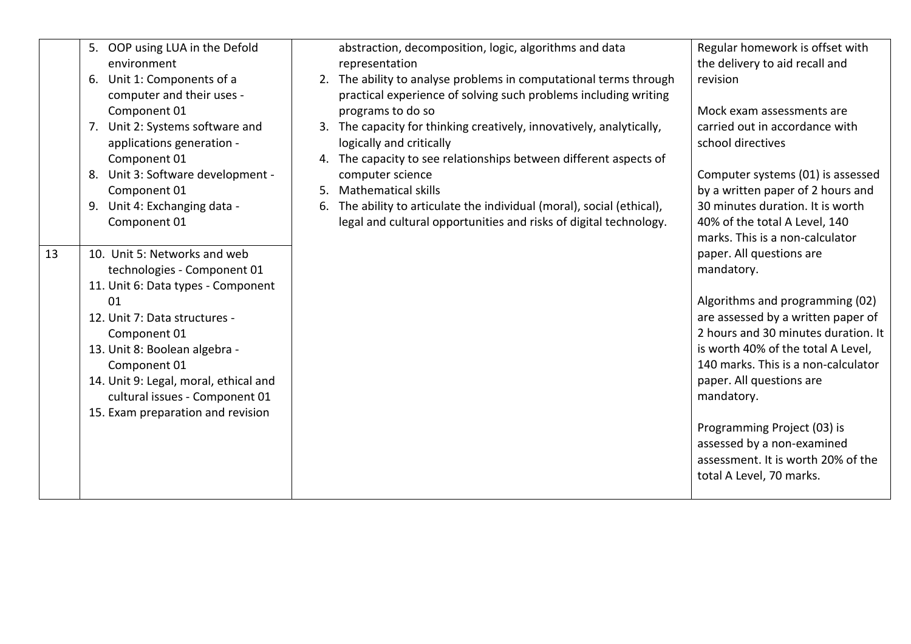| | | | |
|---|---|---|---|
| | 5. OOP using LUA in the Defold environment<br>6. Unit 1: Components of a computer and their uses - Component 01<br>7. Unit 2: Systems software and applications generation - Component 01<br>8. Unit 3: Software development - Component 01<br>9. Unit 4: Exchanging data - Component 01 | abstraction, decomposition, logic, algorithms and data representation<br>2. The ability to analyse problems in computational terms through practical experience of solving such problems including writing programs to do so<br>3. The capacity for thinking creatively, innovatively, analytically, logically and critically<br>4. The capacity to see relationships between different aspects of computer science<br>5. Mathematical skills<br>6. The ability to articulate the individual (moral), social (ethical), legal and cultural opportunities and risks of digital technology. | Regular homework is offset with the delivery to aid recall and revision<br><br>Mock exam assessments are carried out in accordance with school directives<br><br>Computer systems (01) is assessed by a written paper of 2 hours and 30 minutes duration. It is worth 40% of the total A Level, 140 marks. This is a non-calculator paper. All questions are mandatory.<br><br>Algorithms and programming (02) are assessed by a written paper of 2 hours and 30 minutes duration. It is worth 40% of the total A Level, 140 marks. This is a non-calculator paper. All questions are mandatory.<br><br>Programming Project (03) is assessed by a non-examined assessment. It is worth 20% of the total A Level, 70 marks. |
| 13 | 10. Unit 5: Networks and web technologies - Component 01<br>11. Unit 6: Data types - Component 01<br>12. Unit 7: Data structures - Component 01<br>13. Unit 8: Boolean algebra - Component 01<br>14. Unit 9: Legal, moral, ethical and cultural issues - Component 01<br>15. Exam preparation and revision | | |